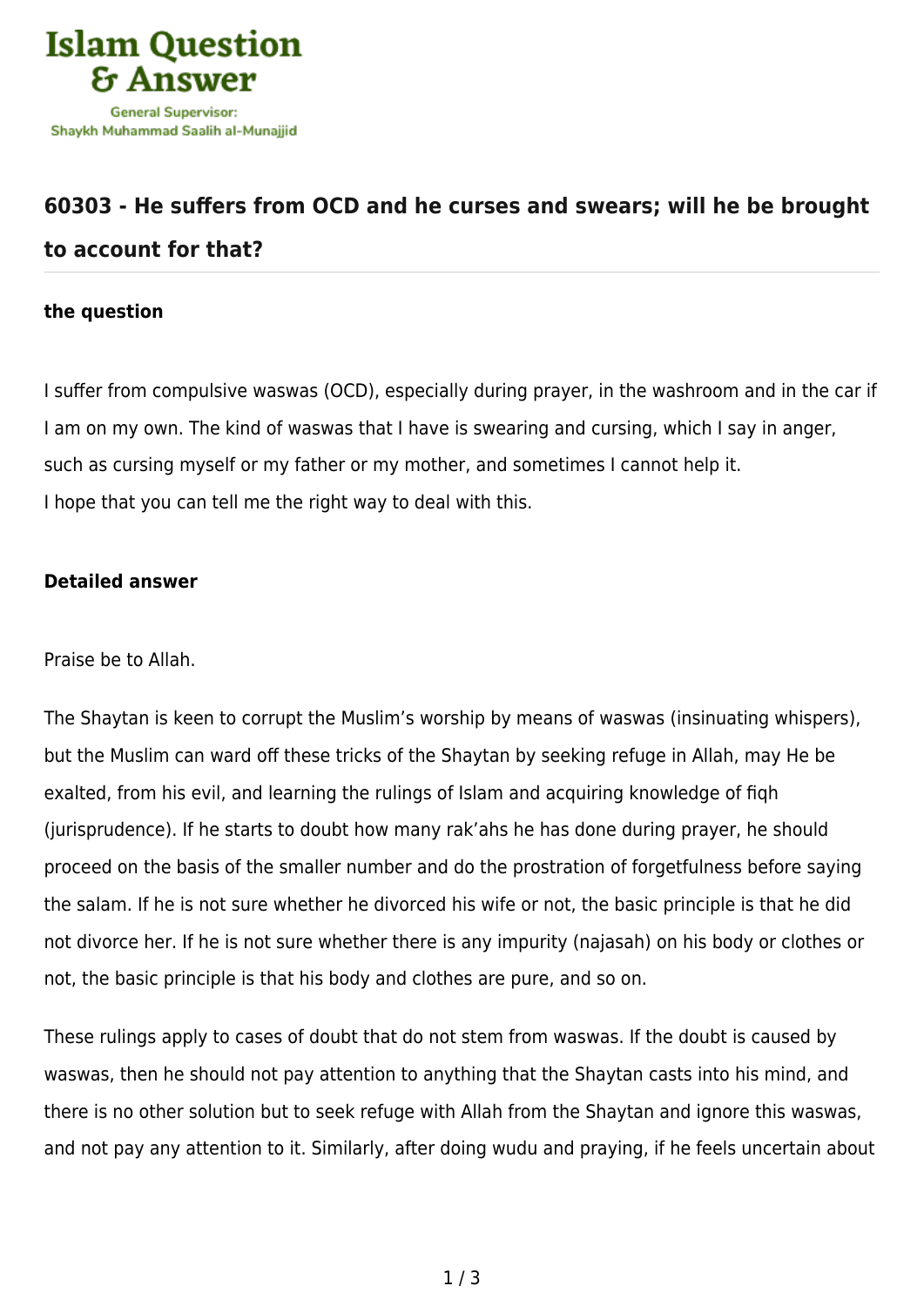# 60303 - He suffers from OCD and he curses and swears; will he be brought to account for that?

### the question

I suffer from compulsive waswas (OCD), especially during prayer, in the washroom and in the car if I am on my own. The kind of waswas that I have is swearing and cursing, which I say in anger, such as cursing myself or my father or my mother, and sometimes I cannot help it.
I hope that you can tell me the right way to deal with this.

### Detailed answer

Praise be to Allah.

The Shaytan is keen to corrupt the Muslim's worship by means of waswas (insinuating whispers), but the Muslim can ward off these tricks of the Shaytan by seeking refuge in Allah, may He be exalted, from his evil, and learning the rulings of Islam and acquiring knowledge of fiqh (jurisprudence). If he starts to doubt how many rak'ahs he has done during prayer, he should proceed on the basis of the smaller number and do the prostration of forgetfulness before saying the salam. If he is not sure whether he divorced his wife or not, the basic principle is that he did not divorce her. If he is not sure whether there is any impurity (najasah) on his body or clothes or not, the basic principle is that his body and clothes are pure, and so on.

These rulings apply to cases of doubt that do not stem from waswas. If the doubt is caused by waswas, then he should not pay attention to anything that the Shaytan casts into his mind, and there is no other solution but to seek refuge with Allah from the Shaytan and ignore this waswas, and not pay any attention to it. Similarly, after doing wudu and praying, if he feels uncertain about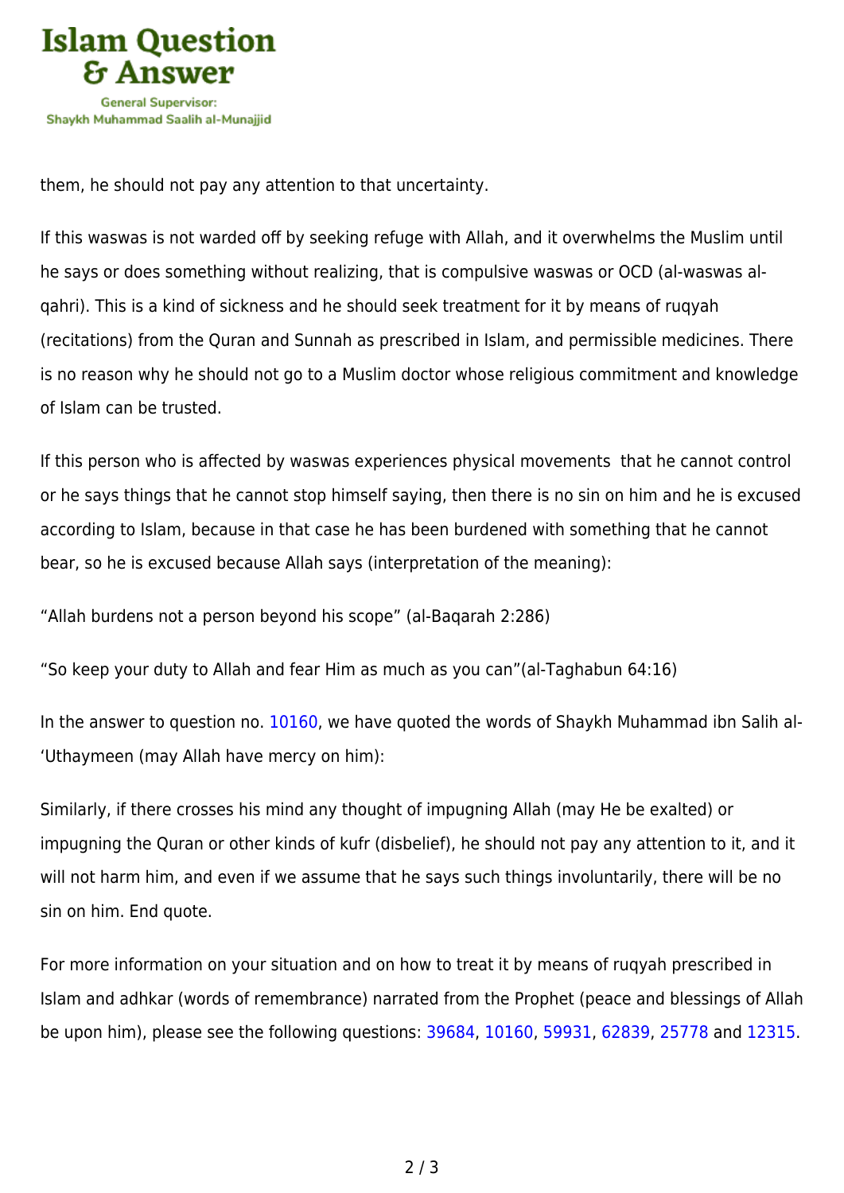them, he should not pay any attention to that uncertainty.

If this waswas is not warded off by seeking refuge with Allah, and it overwhelms the Muslim until he says or does something without realizing, that is compulsive waswas or OCD (al-waswas al-qahri). This is a kind of sickness and he should seek treatment for it by means of ruqyah (recitations) from the Quran and Sunnah as prescribed in Islam, and permissible medicines. There is no reason why he should not go to a Muslim doctor whose religious commitment and knowledge of Islam can be trusted.

If this person who is affected by waswas experiences physical movements that he cannot control or he says things that he cannot stop himself saying, then there is no sin on him and he is excused according to Islam, because in that case he has been burdened with something that he cannot bear, so he is excused because Allah says (interpretation of the meaning):

“Allah burdens not a person beyond his scope” (al-Baqarah 2:286)

“So keep your duty to Allah and fear Him as much as you can”(al-Taghabun 64:16)

In the answer to question no. 10160, we have quoted the words of Shaykh Muhammad ibn Salih al-‘Uthaymeen (may Allah have mercy on him):

Similarly, if there crosses his mind any thought of impugning Allah (may He be exalted) or impugning the Quran or other kinds of kufr (disbelief), he should not pay any attention to it, and it will not harm him, and even if we assume that he says such things involuntarily, there will be no sin on him. End quote.

For more information on your situation and on how to treat it by means of ruqyah prescribed in Islam and adhkar (words of remembrance) narrated from the Prophet (peace and blessings of Allah be upon him), please see the following questions: 39684, 10160, 59931, 62839, 25778 and 12315.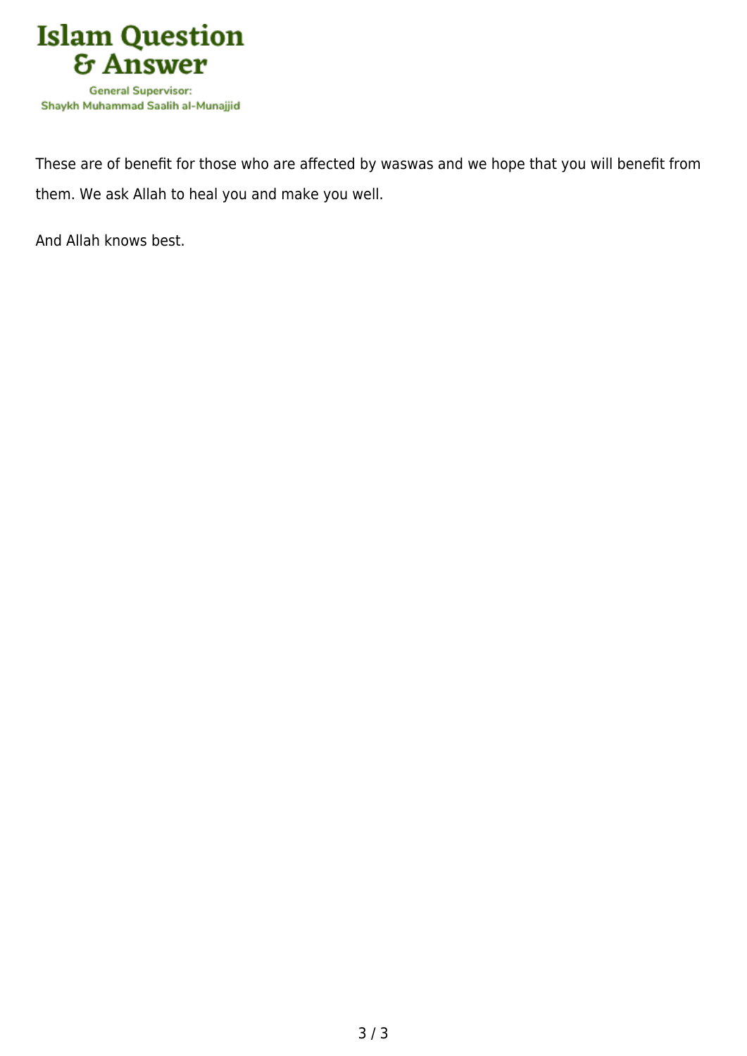These are of benefit for those who are affected by waswas and we hope that you will benefit from them. We ask Allah to heal you and make you well.

And Allah knows best.